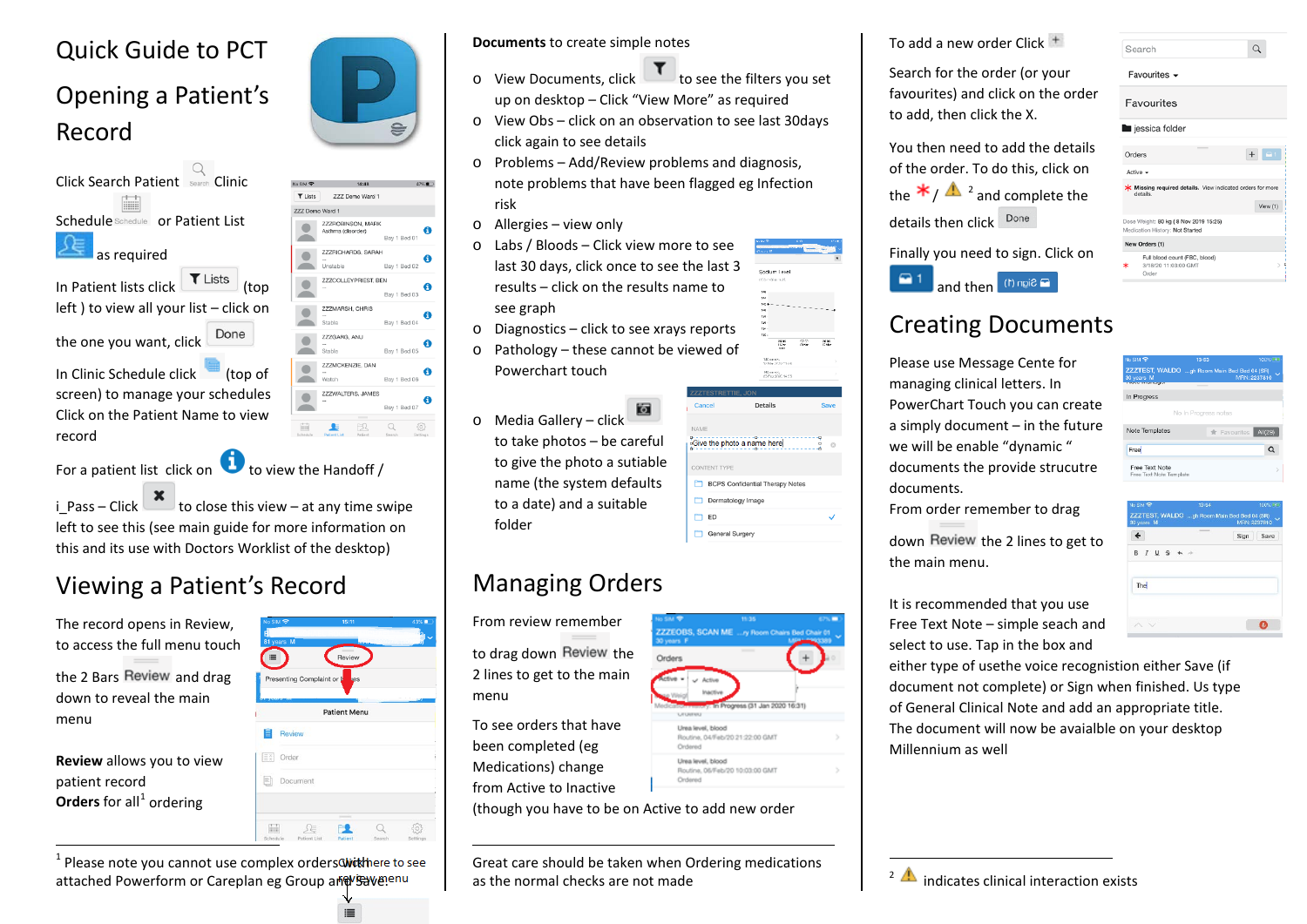# Quick Guide to PCT

## Opening a Patient's Record

Click Search Patient  Clinic Schedule  or Patient List  as required

In Patient lists click Lists (top left ) to view all your list – click on the one you want, click Done

In Clinic Schedule click  (top of screen) to manage your schedules Click on the Patient Name to view record

For a patient list click on  to view the Handoff / i_Pass – Click  to close this view – at any time swipe left to see this (see main guide for more information on this and its use with Doctors Worklist of the desktop)

## Viewing a Patient's Record

The record opens in Review, to access the full menu touch the 2 Bars Review and drag down to reveal the main menu

**Review** allows you to view patient record
**Orders** for all[1] ordering

[1] Please note you cannot use complex orders with attached Powerform or Careplan eg Group and Save.

Click here to see review menu

**Documents** to create simple notes

- View Documents, click  to see the filters you set up on desktop – Click "View More" as required
- View Obs – click on an observation to see last 30days click again to see details
- Problems – Add/Review problems and diagnosis, note problems that have been flagged eg Infection risk
- Allergies – view only
- Labs / Bloods – Click view more to see last 30 days, click once to see the last 3 results – click on the results name to see graph
- Diagnostics – click to see xrays reports
- Pathology – these cannot be viewed of Powerchart touch
- Media Gallery – click  to take photos – be careful to give the photo a suitable name (the system defaults to a date) and a suitable folder

## Managing Orders

From review remember to drag down Review the 2 lines to get to the main menu

To see orders that have been completed (eg Medications) change from Active to Inactive (though you have to be on Active to add new order

Great care should be taken when Ordering medications as the normal checks are not made

To add a new order Click +

Search for the order (or your favourites) and click on the order to add, then click the X.

You then need to add the details of the order. To do this, click on the * / ⚠[2] and complete the details then click Done

Finally you need to sign. Click on  1 and then (1) Sign

## Creating Documents

Please use Message Cente for managing clinical letters. In PowerChart Touch you can create a simply document – in the future we will be enable "dynamic " documents the provide strucutre documents.

From order remember to drag down Review the 2 lines to get to the main menu.

It is recommended that you use Free Text Note – simple seach and select to use. Tap in the box and either type of usethe voice recognition either Save (if document not complete) or Sign when finished. Us type of General Clinical Note and add an appropriate title. The document will now be avaialble on your desktop Millennium as well

[2] ⚠ indicates clinical interaction exists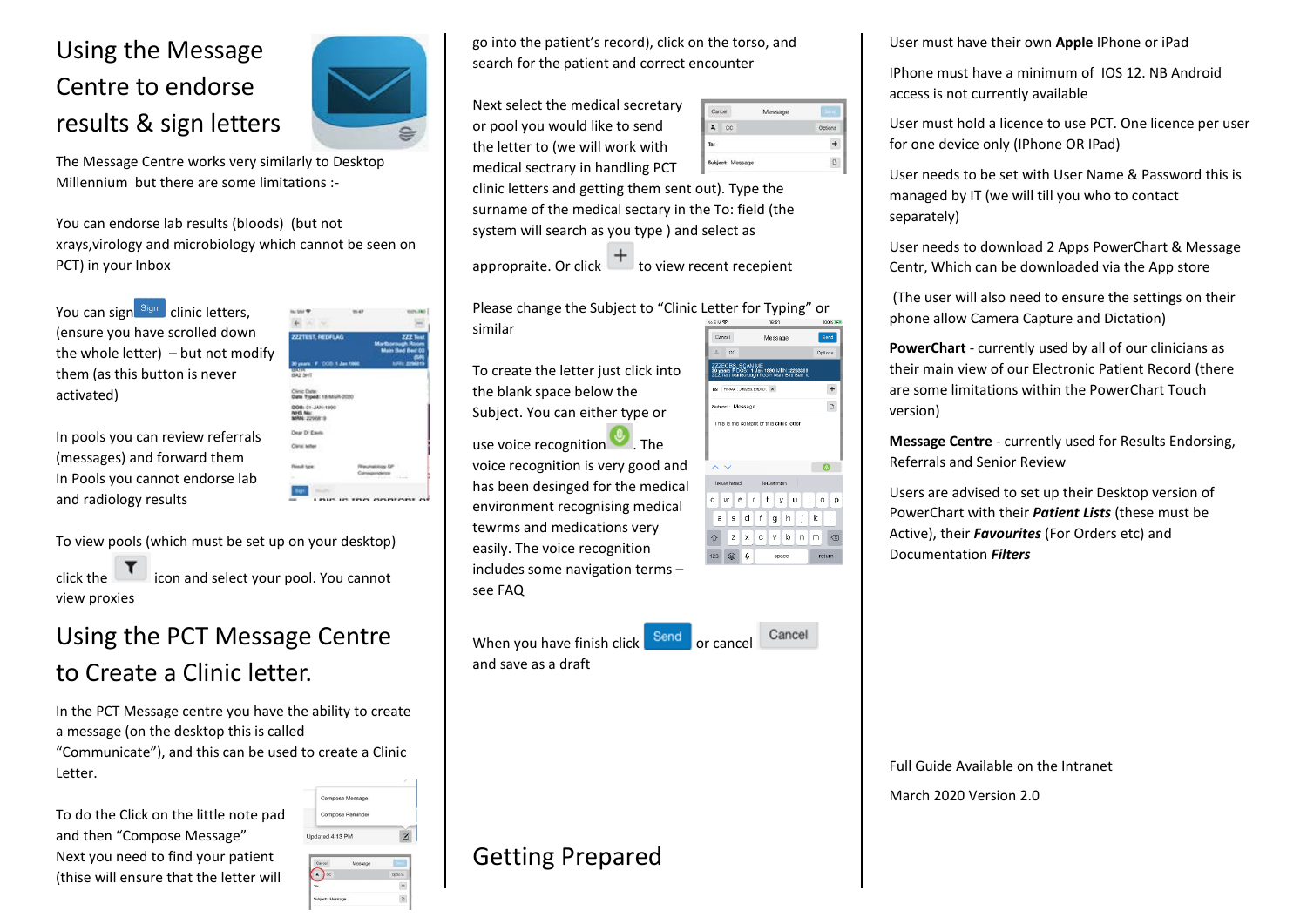# Using the Message Centre to endorse results & sign letters

The Message Centre works very similarly to Desktop Millennium but there are some limitations :-

You can endorse lab results (bloods) (but not xrays,virology and microbiology which cannot be seen on PCT) in your Inbox

You can sign Sign clinic letters, (ensure you have scrolled down the whole letter) – but not modify them (as this button is never activated)

In pools you can review referrals (messages) and forward them
In Pools you cannot endorse lab and radiology results

To view pools (which must be set up on your desktop) click the icon and select your pool. You cannot view proxies

# Using the PCT Message Centre to Create a Clinic letter.

In the PCT Message centre you have the ability to create a message (on the desktop this is called "Communicate"), and this can be used to create a Clinic Letter.

To do the Click on the little note pad and then "Compose Message"
Next you need to find your patient (thise will ensure that the letter will go into the patient's record), click on the torso, and search for the patient and correct encounter

Next select the medical secretary or pool you would like to send the letter to (we will work with medical sectrary in handling PCT clinic letters and getting them sent out). Type the surname of the medical sectary in the To: field (the system will search as you type ) and select as appropraite. Or click + to view recent recepient

Please change the Subject to "Clinic Letter for Typing" or similar

To create the letter just click into the blank space below the Subject. You can either type or use voice recognition. The voice recognition is very good and has been desinged for the medical environment recognising medical tewrms and medications very easily. The voice recognition includes some navigation terms – see FAQ

When you have finish click Send or cancel Cancel and save as a draft

# Getting Prepared

User must have their own **Apple** IPhone or iPad

IPhone must have a minimum of IOS 12. NB Android access is not currently available

User must hold a licence to use PCT. One licence per user for one device only (IPhone OR IPad)

User needs to be set with User Name & Password this is managed by IT (we will till you who to contact separately)

User needs to download 2 Apps PowerChart & Message Centr, Which can be downloaded via the App store

(The user will also need to ensure the settings on their phone allow Camera Capture and Dictation)

**PowerChart** - currently used by all of our clinicians as their main view of our Electronic Patient Record (there are some limitations within the PowerChart Touch version)

**Message Centre** - currently used for Results Endorsing, Referrals and Senior Review

Users are advised to set up their Desktop version of PowerChart with their ***Patient Lists*** (these must be Active), their ***Favourites*** (For Orders etc) and Documentation ***Filters***

Full Guide Available on the Intranet

March 2020 Version 2.0